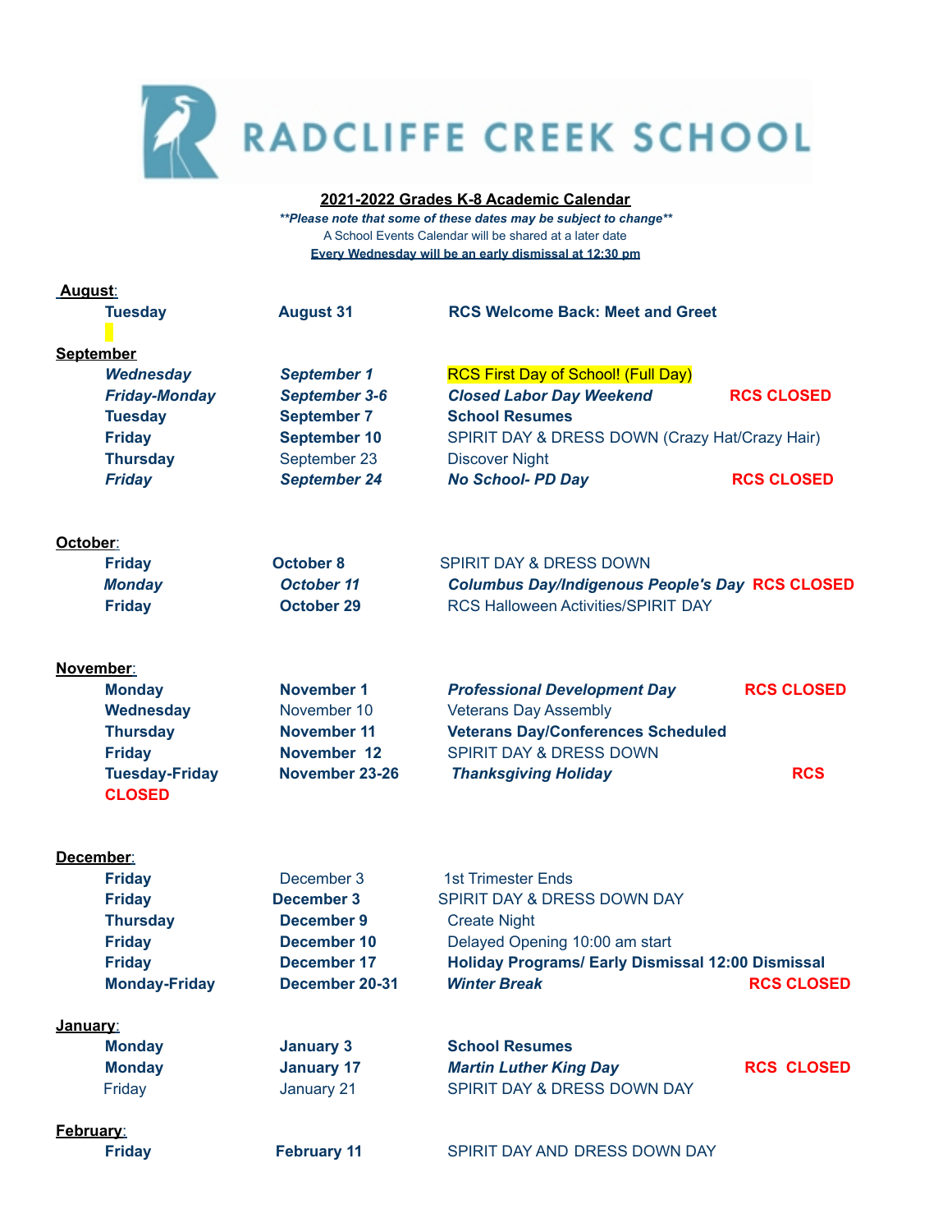RADCLIFFE CREEK SCHOOL

**2021-2022 Grades K-8 Academic Calendar**

***Please note that some of these dates may be subject to change***

A School Events Calendar will be shared at a later date

**Every Wednesday will be an early dismissal at 12:30 pm**

**August:**

| | | | |
|---|---|---|---|
| **Tuesday** | **August 31** | **RCS Welcome Back: Meet and Greet** | |

**September**

| | | | |
|---|---|---|---|
| ***Wednesday*** | ***September 1*** | RCS First Day of School! (Full Day) | |
| ***Friday-Monday*** | ***September 3-6*** | ***Closed Labor Day Weekend*** | **RCS CLOSED** |
| **Tuesday** | **September 7** | **School Resumes** | |
| **Friday** | **September 10** | SPIRIT DAY & DRESS DOWN (Crazy Hat/Crazy Hair) | |
| **Thursday** | September 23 | Discover Night | |
| ***Friday*** | ***September 24*** | ***No School- PD Day*** | **RCS CLOSED** |

**October:**

| | | | |
|---|---|---|---|
| **Friday** | **October 8** | SPIRIT DAY & DRESS DOWN | |
| ***Monday*** | ***October 11*** | ***Columbus Day/Indigenous People's Day*** | **RCS CLOSED** |
| **Friday** | **October 29** | RCS Halloween Activities/SPIRIT DAY | |

**November:**

| | | | |
|---|---|---|---|
| **Monday** | **November 1** | ***Professional Development Day*** | **RCS CLOSED** |
| **Wednesday** | November 10 | Veterans Day Assembly | |
| **Thursday** | **November 11** | **Veterans Day/Conferences Scheduled** | |
| **Friday** | **November 12** | SPIRIT DAY & DRESS DOWN | |
| **Tuesday-Friday** | **November 23-26** | ***Thanksgiving Holiday*** | **RCS CLOSED** |

**December:**

| | | | |
|---|---|---|---|
| **Friday** | December 3 | 1st Trimester Ends | |
| **Friday** | **December 3** | SPIRIT DAY & DRESS DOWN DAY | |
| **Thursday** | **December 9** | Create Night | |
| **Friday** | **December 10** | Delayed Opening 10:00 am start | |
| **Friday** | **December 17** | **Holiday Programs/ Early Dismissal 12:00 Dismissal** | |
| **Monday-Friday** | **December 20-31** | ***Winter Break*** | **RCS CLOSED** |

**January:**

| | | | |
|---|---|---|---|
| **Monday** | **January 3** | **School Resumes** | |
| **Monday** | **January 17** | ***Martin Luther King Day*** | **RCS CLOSED** |
| Friday | January 21 | SPIRIT DAY & DRESS DOWN DAY | |

**February:**

| | | | |
|---|---|---|---|
| **Friday** | **February 11** | SPIRIT DAY AND DRESS DOWN DAY | |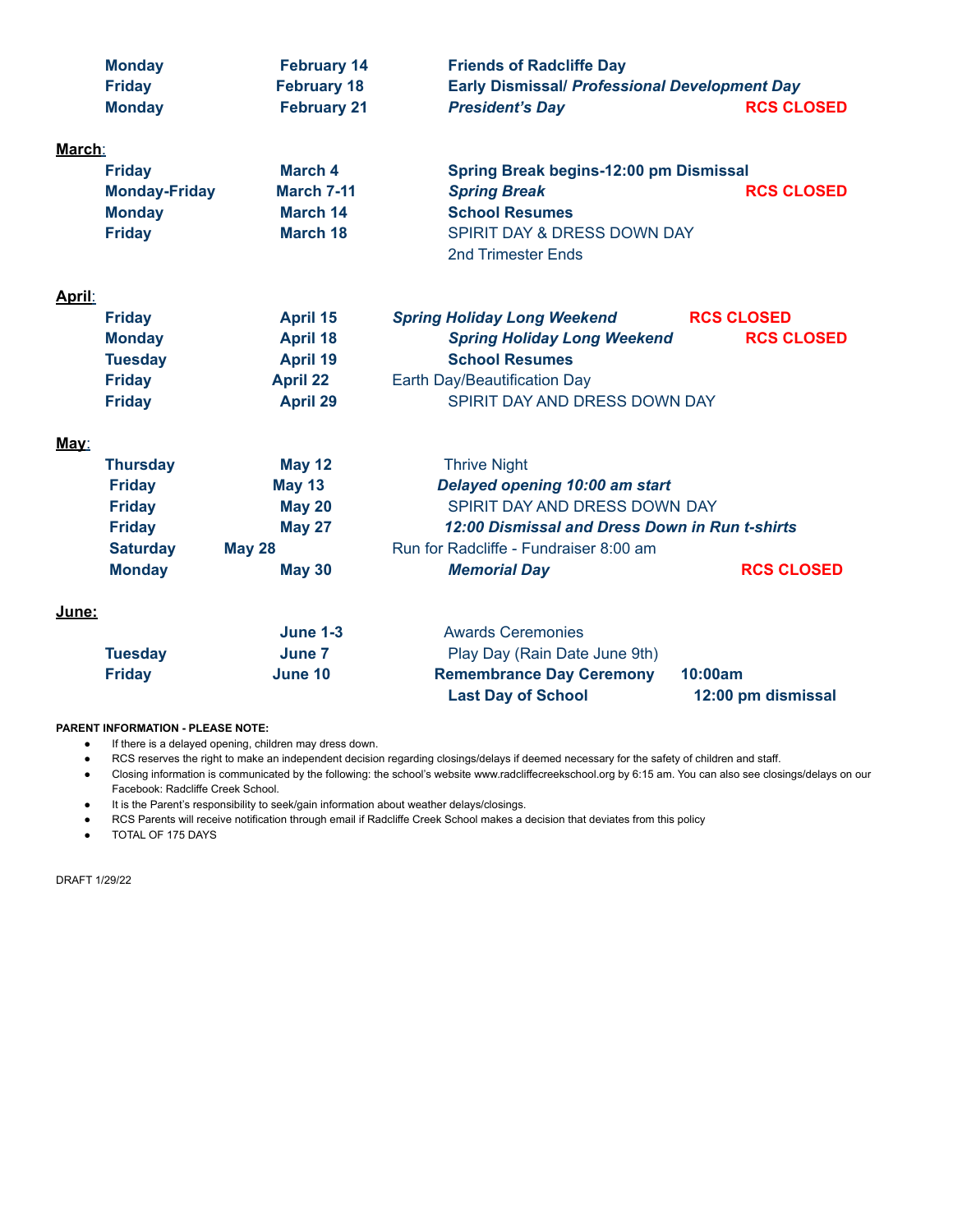| | | | |
|---|---|---|---|
| **Monday** | **February 14** | **Friends of Radcliffe Day** | |
| **Friday** | **February 18** | **Early Dismissal/ *Professional Development Day*** | |
| **Monday** | **February 21** | ***President's Day*** | **RCS CLOSED** |

**March**:

| | | | |
|---|---|---|---|
| **Friday** | **March 4** | **Spring Break begins-12:00 pm Dismissal** | |
| **Monday-Friday** | **March 7-11** | ***Spring Break*** | **RCS CLOSED** |
| **Monday** | **March 14** | **School Resumes** | |
| **Friday** | **March 18** | SPIRIT DAY & DRESS DOWN DAY<br>2nd Trimester Ends | |

**April**:

| | | | |
|---|---|---|---|
| **Friday** | **April 15** | ***Spring Holiday Long Weekend*** | **RCS CLOSED** |
| **Monday** | **April 18** | ***Spring Holiday Long Weekend*** | **RCS CLOSED** |
| **Tuesday** | **April 19** | **School Resumes** | |
| **Friday** | **April 22** | Earth Day/Beautification Day | |
| **Friday** | **April 29** | SPIRIT DAY AND DRESS DOWN DAY | |

**May**:

| | | | |
|---|---|---|---|
| **Thursday** | **May 12** | Thrive Night | |
| **Friday** | **May 13** | ***Delayed opening 10:00 am start*** | |
| **Friday** | **May 20** | SPIRIT DAY AND DRESS DOWN DAY | |
| **Friday** | **May 27** | ***12:00 Dismissal and Dress Down in Run t-shirts*** | |
| **Saturday** | **May 28** | Run for Radcliffe - Fundraiser 8:00 am | |
| **Monday** | **May 30** | ***Memorial Day*** | **RCS CLOSED** |

**June:**

| | | | |
|---|---|---|---|
| | **June 1-3** | Awards Ceremonies | |
| **Tuesday** | **June 7** | Play Day (Rain Date June 9th) | |
| **Friday** | **June 10** | **Remembrance Day Ceremony** | **10:00am** |
| | | **Last Day of School** | **12:00 pm dismissal** |

**PARENT INFORMATION - PLEASE NOTE:**

- If there is a delayed opening, children may dress down.
- RCS reserves the right to make an independent decision regarding closings/delays if deemed necessary for the safety of children and staff.
- Closing information is communicated by the following: the school's website www.radcliffecreekschool.org by 6:15 am. You can also see closings/delays on our Facebook: Radcliffe Creek School.
- It is the Parent's responsibility to seek/gain information about weather delays/closings.
- RCS Parents will receive notification through email if Radcliffe Creek School makes a decision that deviates from this policy
- TOTAL OF 175 DAYS

DRAFT 1/29/22